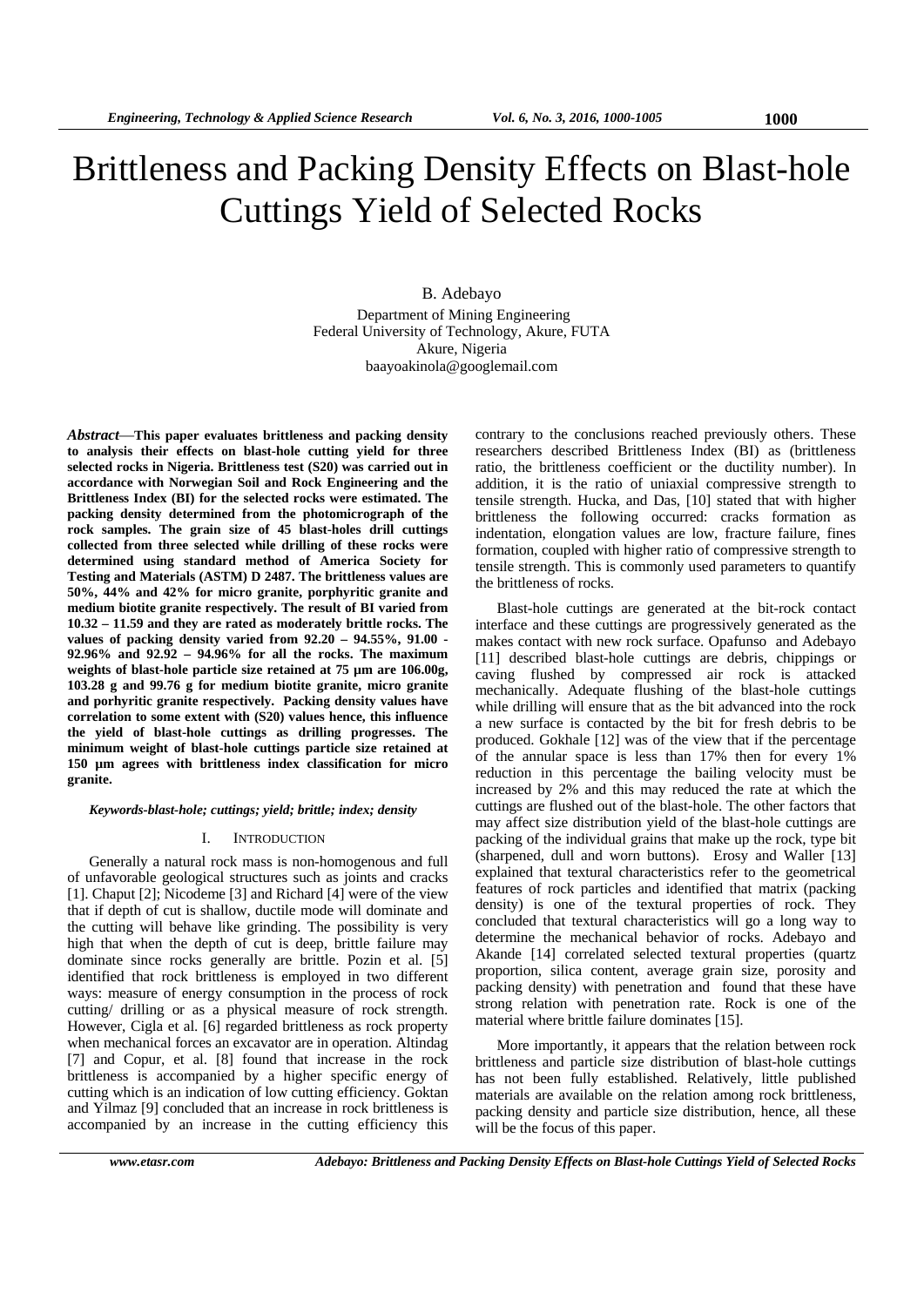# Brittleness and Packing Density Effects on Blast-hole Cuttings Yield of Selected Rocks

B. Adebayo
Department of Mining Engineering
Federal University of Technology, Akure, FUTA
Akure, Nigeria
baayoakinola@googlemail.com

***Abstract*—This paper evaluates brittleness and packing density to analysis their effects on blast-hole cutting yield for three selected rocks in Nigeria. Brittleness test (S20) was carried out in accordance with Norwegian Soil and Rock Engineering and the Brittleness Index (BI) for the selected rocks were estimated. The packing density determined from the photomicrograph of the rock samples. The grain size of 45 blast-holes drill cuttings collected from three selected while drilling of these rocks were determined using standard method of America Society for Testing and Materials (ASTM) D 2487. The brittleness values are 50%, 44% and 42% for micro granite, porphyritic granite and medium biotite granite respectively. The result of BI varied from 10.32 – 11.59 and they are rated as moderately brittle rocks. The values of packing density varied from 92.20 – 94.55%, 91.00 - 92.96% and 92.92 – 94.96% for all the rocks. The maximum weights of blast-hole particle size retained at 75 µm are 106.00g, 103.28 g and 99.76 g for medium biotite granite, micro granite and porhyritic granite respectively. Packing density values have correlation to some extent with (S20) values hence, this influence the yield of blast-hole cuttings as drilling progresses. The minimum weight of blast-hole cuttings particle size retained at 150 µm agrees with brittleness index classification for micro granite.**

***Keywords-blast-hole; cuttings; yield; brittle; index; density***

## I. Introduction

Generally a natural rock mass is non-homogenous and full of unfavorable geological structures such as joints and cracks [1]. Chaput [2]; Nicodeme [3] and Richard [4] were of the view that if depth of cut is shallow, ductile mode will dominate and the cutting will behave like grinding. The possibility is very high that when the depth of cut is deep, brittle failure may dominate since rocks generally are brittle. Pozin et al. [5] identified that rock brittleness is employed in two different ways: measure of energy consumption in the process of rock cutting/ drilling or as a physical measure of rock strength. However, Cigla et al. [6] regarded brittleness as rock property when mechanical forces an excavator are in operation. Altindag [7] and Copur, et al. [8] found that increase in the rock brittleness is accompanied by a higher specific energy of cutting which is an indication of low cutting efficiency. Goktan and Yilmaz [9] concluded that an increase in rock brittleness is accompanied by an increase in the cutting efficiency this contrary to the conclusions reached previously others. These researchers described Brittleness Index (BI) as (brittleness ratio, the brittleness coefficient or the ductility number). In addition, it is the ratio of uniaxial compressive strength to tensile strength. Hucka, and Das, [10] stated that with higher brittleness the following occurred: cracks formation as indentation, elongation values are low, fracture failure, fines formation, coupled with higher ratio of compressive strength to tensile strength. This is commonly used parameters to quantify the brittleness of rocks.

Blast-hole cuttings are generated at the bit-rock contact interface and these cuttings are progressively generated as the makes contact with new rock surface. Opafunso and Adebayo [11] described blast-hole cuttings are debris, chippings or caving flushed by compressed air rock is attacked mechanically. Adequate flushing of the blast-hole cuttings while drilling will ensure that as the bit advanced into the rock a new surface is contacted by the bit for fresh debris to be produced. Gokhale [12] was of the view that if the percentage of the annular space is less than 17% then for every 1% reduction in this percentage the bailing velocity must be increased by 2% and this may reduced the rate at which the cuttings are flushed out of the blast-hole. The other factors that may affect size distribution yield of the blast-hole cuttings are packing of the individual grains that make up the rock, type bit (sharpened, dull and worn buttons). Erosy and Waller [13] explained that textural characteristics refer to the geometrical features of rock particles and identified that matrix (packing density) is one of the textural properties of rock. They concluded that textural characteristics will go a long way to determine the mechanical behavior of rocks. Adebayo and Akande [14] correlated selected textural properties (quartz proportion, silica content, average grain size, porosity and packing density) with penetration and found that these have strong relation with penetration rate. Rock is one of the material where brittle failure dominates [15].

More importantly, it appears that the relation between rock brittleness and particle size distribution of blast-hole cuttings has not been fully established. Relatively, little published materials are available on the relation among rock brittleness, packing density and particle size distribution, hence, all these will be the focus of this paper.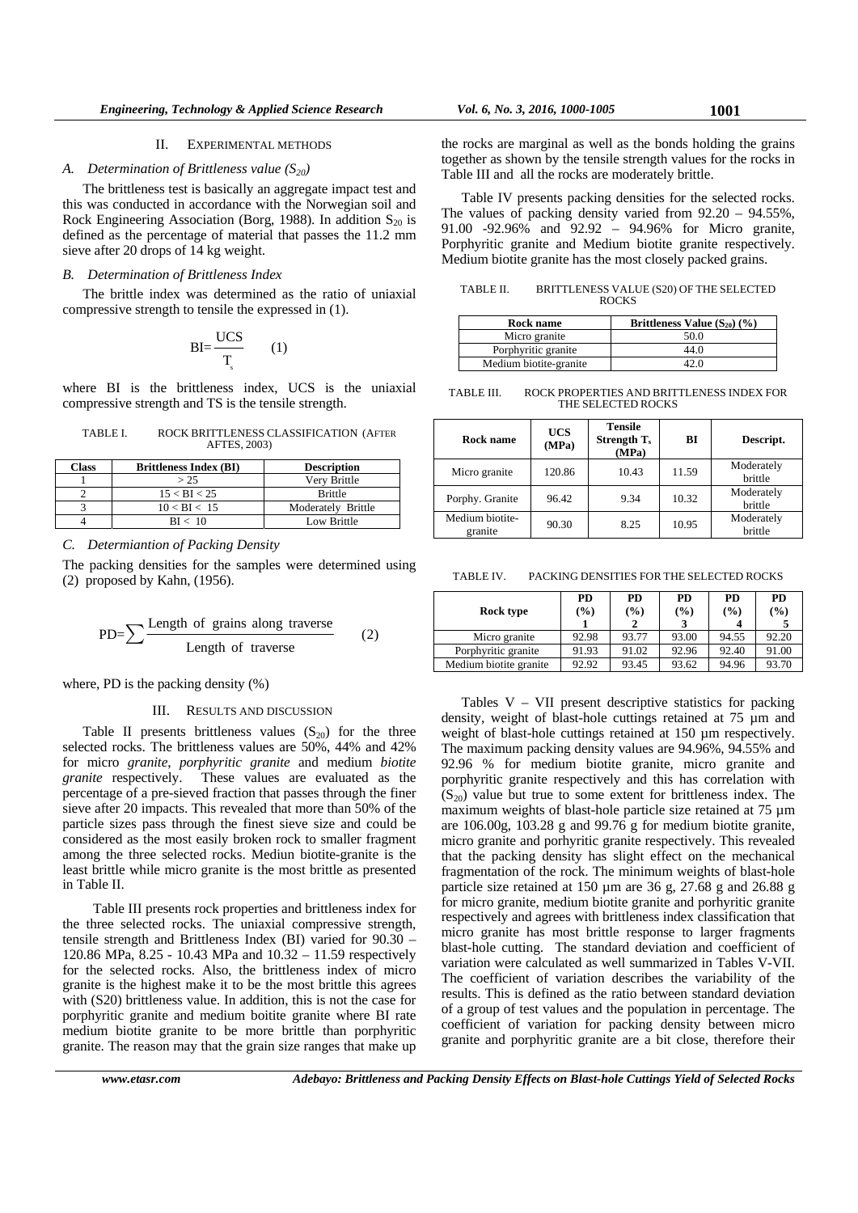## II. Experimental Methods

### *A. Determination of Brittleness value ($S_{20}$)*

The brittleness test is basically an aggregate impact test and this was conducted in accordance with the Norwegian soil and Rock Engineering Association (Borg, 1988). In addition $S_{20}$ is defined as the percentage of material that passes the 11.2 mm sieve after 20 drops of 14 kg weight.

### *B. Determination of Brittleness Index*

The brittle index was determined as the ratio of uniaxial compressive strength to tensile the expressed in (1).

$$BI = \frac{UCS}{T_s} \qquad (1)$$

where BI is the brittleness index, UCS is the uniaxial compressive strength and TS is the tensile strength.

TABLE I. ROCK BRITTLENESS CLASSIFICATION (AFTER AFTES, 2003)

| Class | Brittleness Index (BI) | Description |
|---|---|---|
| 1 | > 25 | Very Brittle |
| 2 | 15 < BI < 25 | Brittle |
| 3 | 10 < BI < 15 | Moderately Brittle |
| 4 | BI < 10 | Low Brittle |

### *C. Determiantion of Packing Density*

The packing densities for the samples were determined using (2) proposed by Kahn, (1956).

$$PD = \sum \frac{\text{Length of grains along traverse}}{\text{Length of traverse}} \qquad (2)$$

where, PD is the packing density (%)

## III. Results and Discussion

Table II presents brittleness values ($S_{20}$) for the three selected rocks. The brittleness values are 50%, 44% and 42% for micro *granite*, *porphyritic granite* and medium *biotite granite* respectively. These values are evaluated as the percentage of a pre-sieved fraction that passes through the finer sieve after 20 impacts. This revealed that more than 50% of the particle sizes pass through the finest sieve size and could be considered as the most easily broken rock to smaller fragment among the three selected rocks. Mediun biotite-granite is the least brittle while micro granite is the most brittle as presented in Table II.

Table III presents rock properties and brittleness index for the three selected rocks. The uniaxial compressive strength, tensile strength and Brittleness Index (BI) varied for 90.30 – 120.86 MPa, 8.25 - 10.43 MPa and 10.32 – 11.59 respectively for the selected rocks. Also, the brittleness index of micro granite is the highest make it to be the most brittle this agrees with (S20) brittleness value. In addition, this is not the case for porphyritic granite and medium boitite granite where BI rate medium biotite granite to be more brittle than porphyritic granite. The reason may that the grain size ranges that make up the rocks are marginal as well as the bonds holding the grains together as shown by the tensile strength values for the rocks in Table III and all the rocks are moderately brittle.

Table IV presents packing densities for the selected rocks. The values of packing density varied from 92.20 – 94.55%, 91.00 -92.96% and 92.92 – 94.96% for Micro granite, Porphyritic granite and Medium biotite granite respectively. Medium biotite granite has the most closely packed grains.

TABLE II. BRITTLENESS VALUE (S20) OF THE SELECTED ROCKS

| Rock name | Brittleness Value ($S_{20}$) (%) |
|---|---|
| Micro granite | 50.0 |
| Porphyritic granite | 44.0 |
| Medium biotite-granite | 42.0 |

TABLE III. ROCK PROPERTIES AND BRITTLENESS INDEX FOR THE SELECTED ROCKS

| Rock name | UCS (MPa) | Tensile Strength $T_s$ (MPa) | BI | Descript. |
|---|---|---|---|---|
| Micro granite | 120.86 | 10.43 | 11.59 | Moderately brittle |
| Porphy. Granite | 96.42 | 9.34 | 10.32 | Moderately brittle |
| Medium biotite-granite | 90.30 | 8.25 | 10.95 | Moderately brittle |

TABLE IV. PACKING DENSITIES FOR THE SELECTED ROCKS

| Rock type | PD (%) 1 | PD (%) 2 | PD (%) 3 | PD (%) 4 | PD (%) 5 |
|---|---|---|---|---|---|
| Micro granite | 92.98 | 93.77 | 93.00 | 94.55 | 92.20 |
| Porphyritic granite | 91.93 | 91.02 | 92.96 | 92.40 | 91.00 |
| Medium biotite granite | 92.92 | 93.45 | 93.62 | 94.96 | 93.70 |

Tables V – VII present descriptive statistics for packing density, weight of blast-hole cuttings retained at 75 µm and weight of blast-hole cuttings retained at 150 µm respectively. The maximum packing density values are 94.96%, 94.55% and 92.96 % for medium biotite granite, micro granite and porphyritic granite respectively and this has correlation with ($S_{20}$) value but true to some extent for brittleness index. The maximum weights of blast-hole particle size retained at 75 µm are 106.00g, 103.28 g and 99.76 g for medium biotite granite, micro granite and porhyritic granite respectively. This revealed that the packing density has slight effect on the mechanical fragmentation of the rock. The minimum weights of blast-hole particle size retained at 150 µm are 36 g, 27.68 g and 26.88 g for micro granite, medium biotite granite and porhyritic granite respectively and agrees with brittleness index classification that micro granite has most brittle response to larger fragments blast-hole cutting. The standard deviation and coefficient of variation were calculated as well summarized in Tables V-VII. The coefficient of variation describes the variability of the results. This is defined as the ratio between standard deviation of a group of test values and the population in percentage. The coefficient of variation for packing density between micro granite and porphyritic granite are a bit close, therefore their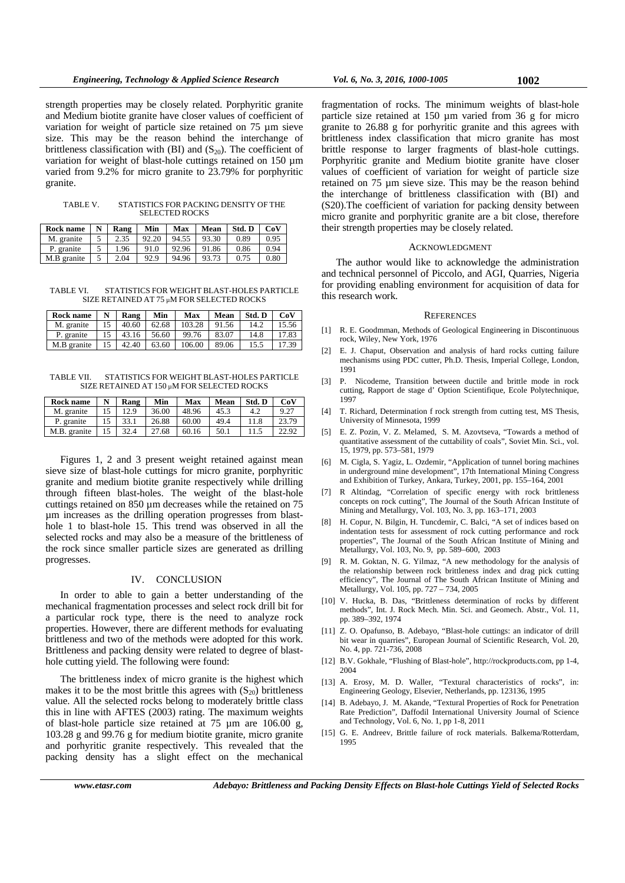strength properties may be closely related. Porphyritic granite and Medium biotite granite have closer values of coefficient of variation for weight of particle size retained on 75 µm sieve size. This may be the reason behind the interchange of brittleness classification with (BI) and ($S_{20}$). The coefficient of variation for weight of blast-hole cuttings retained on 150 µm varied from 9.2% for micro granite to 23.79% for porphyritic granite.

TABLE V. STATISTICS FOR PACKING DENSITY OF THE SELECTED ROCKS

| Rock name | N | Rang | Min | Max | Mean | Std. D | CoV |
|---|---|---|---|---|---|---|---|
| M. granite | 5 | 2.35 | 92.20 | 94.55 | 93.30 | 0.89 | 0.95 |
| P. granite | 5 | 1.96 | 91.0 | 92.96 | 91.86 | 0.86 | 0.94 |
| M.B granite | 5 | 2.04 | 92.9 | 94.96 | 93.73 | 0.75 | 0.80 |

TABLE VI. STATISTICS FOR WEIGHT BLAST-HOLES PARTICLE SIZE RETAINED AT 75 µM FOR SELECTED ROCKS

| Rock name | N | Rang | Min | Max | Mean | Std. D | CoV |
|---|---|---|---|---|---|---|---|
| M. granite | 15 | 40.60 | 62.68 | 103.28 | 91.56 | 14.2 | 15.56 |
| P. granite | 15 | 43.16 | 56.60 | 99.76 | 83.07 | 14.8 | 17.83 |
| M.B granite | 15 | 42.40 | 63.60 | 106.00 | 89.06 | 15.5 | 17.39 |

TABLE VII. STATISTICS FOR WEIGHT BLAST-HOLES PARTICLE SIZE RETAINED AT 150 µM FOR SELECTED ROCKS

| Rock name | N | Rang | Min | Max | Mean | Std. D | CoV |
|---|---|---|---|---|---|---|---|
| M. granite | 15 | 12.9 | 36.00 | 48.96 | 45.3 | 4.2 | 9.27 |
| P. granite | 15 | 33.1 | 26.88 | 60.00 | 49.4 | 11.8 | 23.79 |
| M.B. granite | 15 | 32.4 | 27.68 | 60.16 | 50.1 | 11.5 | 22.92 |

Figures 1, 2 and 3 present weight retained against mean sieve size of blast-hole cuttings for micro granite, porphyritic granite and medium biotite granite respectively while drilling through fifteen blast-holes. The weight of the blast-hole cuttings retained on 850 µm decreases while the retained on 75 µm increases as the drilling operation progresses from blast-hole 1 to blast-hole 15. This trend was observed in all the selected rocks and may also be a measure of the brittleness of the rock since smaller particle sizes are generated as drilling progresses.

## IV. CONCLUSION

In order to able to gain a better understanding of the mechanical fragmentation processes and select rock drill bit for a particular rock type, there is the need to analyze rock properties. However, there are different methods for evaluating brittleness and two of the methods were adopted for this work. Brittleness and packing density were related to degree of blast-hole cutting yield. The following were found:

The brittleness index of micro granite is the highest which makes it to be the most brittle this agrees with ($S_{20}$) brittleness value. All the selected rocks belong to moderately brittle class this in line with AFTES (2003) rating. The maximum weights of blast-hole particle size retained at 75 µm are 106.00 g, 103.28 g and 99.76 g for medium biotite granite, micro granite and porhyritic granite respectively. This revealed that the packing density has a slight effect on the mechanical fragmentation of rocks. The minimum weights of blast-hole particle size retained at 150 µm varied from 36 g for micro granite to 26.88 g for porhyritic granite and this agrees with brittleness index classification that micro granite has most brittle response to larger fragments of blast-hole cuttings. Porphyritic granite and Medium biotite granite have closer values of coefficient of variation for weight of particle size retained on 75 µm sieve size. This may be the reason behind the interchange of brittleness classification with (BI) and (S20).The coefficient of variation for packing density between micro granite and porphyritic granite are a bit close, therefore their strength properties may be closely related.

## ACKNOWLEDGMENT

The author would like to acknowledge the administration and technical personnel of Piccolo, and AGI, Quarries, Nigeria for providing enabling environment for acquisition of data for this research work.

## REFERENCES

[1] R. E. Goodmman, Methods of Geological Engineering in Discontinuous rock, Wiley, New York, 1976

[2] E. J. Chaput, Observation and analysis of hard rocks cutting failure mechanisms using PDC cutter, Ph.D. Thesis, Imperial College, London, 1991

[3] P. Nicodeme, Transition between ductile and brittle mode in rock cutting, Rapport de stage d' Option Scientifique, Ecole Polytechnique, 1997

[4] T. Richard, Determination f rock strength from cutting test, MS Thesis, University of Minnesota, 1999

[5] E. Z. Pozin, V. Z. Melamed, S. M. Azovtseva, "Towards a method of quantitative assessment of the cuttability of coals", Soviet Min. Sci., vol. 15, 1979, pp. 573–581, 1979

[6] M. Cigla, S. Yagiz, L. Ozdemir, "Application of tunnel boring machines in underground mine development", 17th International Mining Congress and Exhibition of Turkey, Ankara, Turkey, 2001, pp. 155–164, 2001

[7] R Altindag, "Correlation of specific energy with rock brittleness concepts on rock cutting", The Journal of the South African Institute of Mining and Metallurgy, Vol. 103, No. 3, pp. 163–171, 2003

[8] H. Copur, N. Bilgin, H. Tuncdemir, C. Balci, "A set of indices based on indentation tests for assessment of rock cutting performance and rock properties", The Journal of the South African Institute of Mining and Metallurgy, Vol. 103, No. 9, pp. 589–600, 2003

[9] R. M. Goktan, N. G. Yilmaz, "A new methodology for the analysis of the relationship between rock brittleness index and drag pick cutting efficiency", The Journal of The South African Institute of Mining and Metallurgy, Vol. 105, pp. 727 – 734, 2005

[10] V. Hucka, B. Das, "Brittleness determination of rocks by different methods", Int. J. Rock Mech. Min. Sci. and Geomech. Abstr., Vol. 11, pp. 389–392, 1974

[11] Z. O. Opafunso, B. Adebayo, "Blast-hole cuttings: an indicator of drill bit wear in quarries", European Journal of Scientific Research, Vol. 20, No. 4, pp. 721-736, 2008

[12] B.V. Gokhale, "Flushing of Blast-hole", http://rockproducts.com, pp 1-4, 2004

[13] A. Erosy, M. D. Waller, "Textural characteristics of rocks", in: Engineering Geology, Elsevier, Netherlands, pp. 123136, 1995

[14] B. Adebayo, J. M. Akande, "Textural Properties of Rock for Penetration Rate Prediction", Daffodil International University Journal of Science and Technology, Vol. 6, No. 1, pp 1-8, 2011

[15] G. E. Andreev, Brittle failure of rock materials. Balkema/Rotterdam, 1995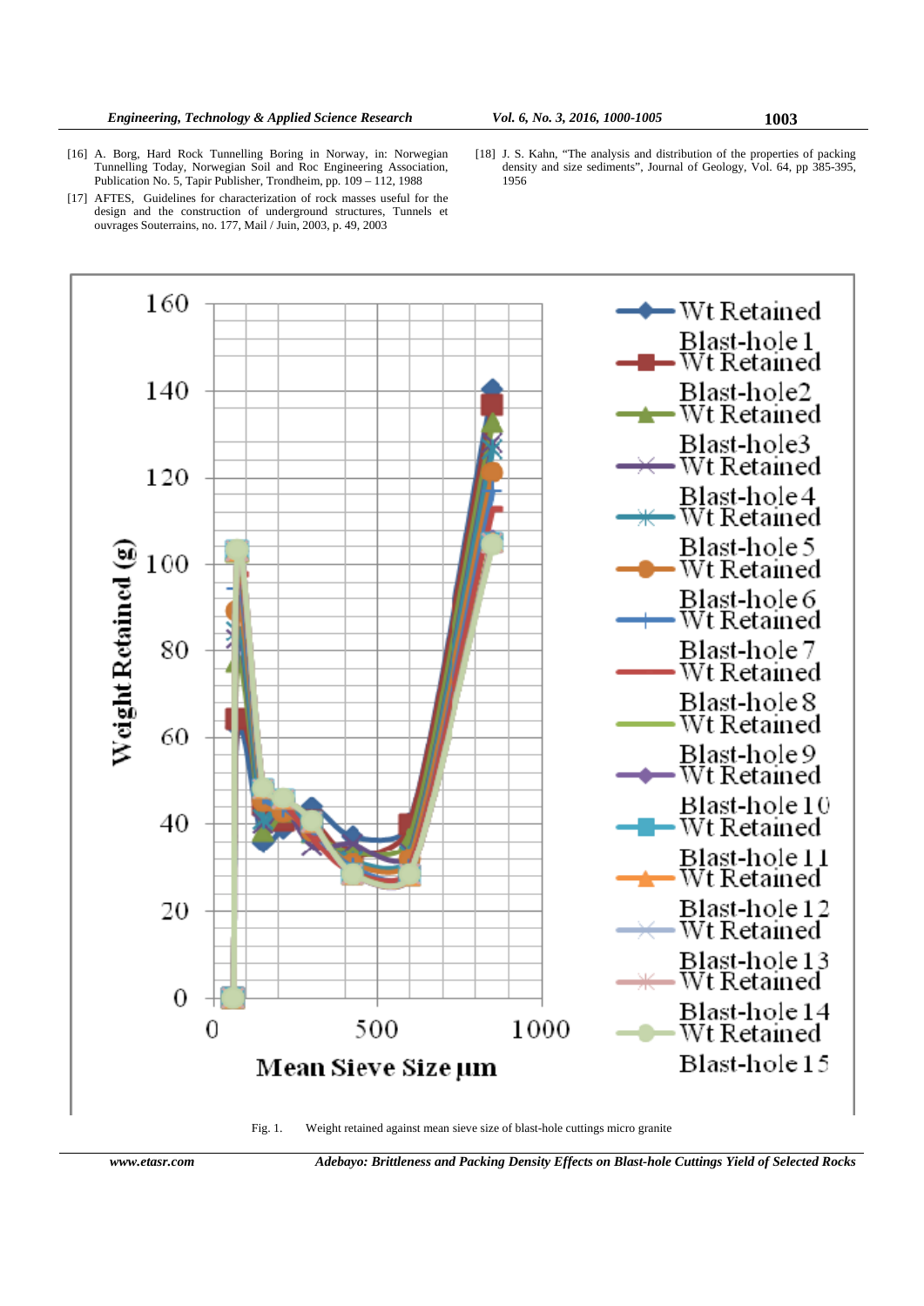[16] A. Borg, Hard Rock Tunnelling Boring in Norway, in: Norwegian Tunnelling Today, Norwegian Soil and Roc Engineering Association, Publication No. 5, Tapir Publisher, Trondheim, pp. 109 – 112, 1988

[17] AFTES, Guidelines for characterization of rock masses useful for the design and the construction of underground structures, Tunnels et ouvrages Souterrains, no. 177, Mail / Juin, 2003, p. 49, 2003

[18] J. S. Kahn, "The analysis and distribution of the properties of packing density and size sediments", Journal of Geology, Vol. 64, pp 385-395, 1956

Fig. 1. Weight retained against mean sieve size of blast-hole cuttings micro granite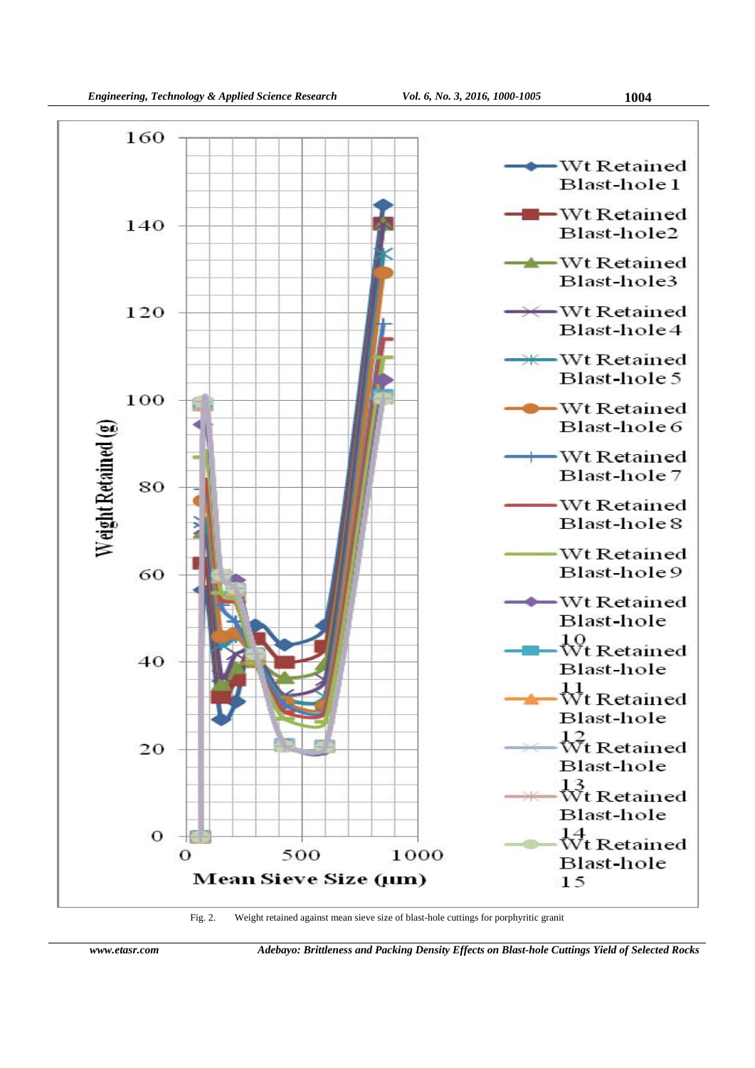Fig. 2. Weight retained against mean sieve size of blast-hole cuttings for porphyritic granit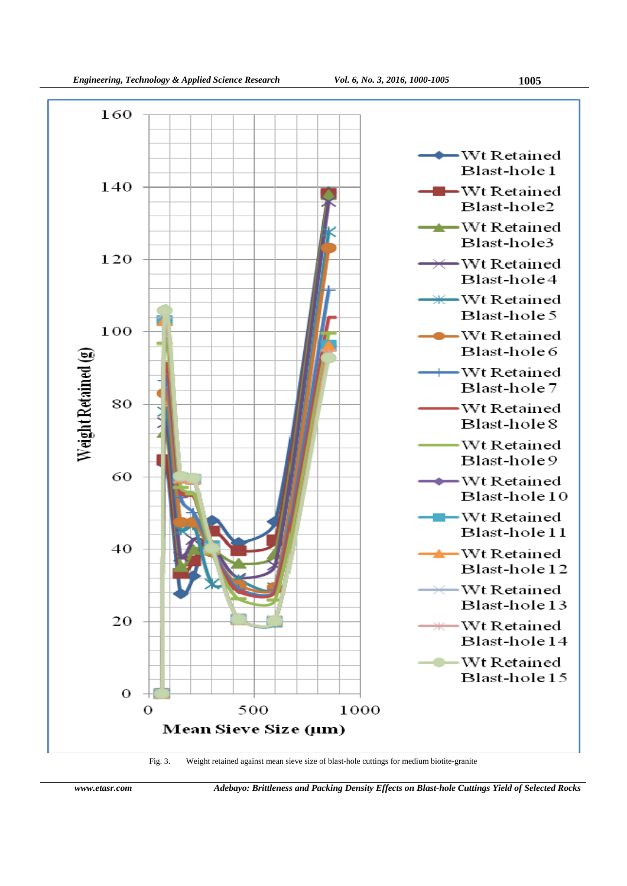160

140

120

100

80

60

40

20

0

0 500 1000

Weight Retained (g)

Mean Sieve Size (µm)

Wt Retained Blast-hole 1

Wt Retained Blast-hole2

Wt Retained Blast-hole3

Wt Retained Blast-hole 4

Wt Retained Blast-hole 5

Wt Retained Blast-hole 6

Wt Retained Blast-hole 7

Wt Retained Blast-hole 8

Wt Retained Blast-hole 9

Wt Retained Blast-hole 10

Wt Retained Blast-hole 11

Wt Retained Blast-hole 12

Wt Retained Blast-hole 13

Wt Retained Blast-hole 14

Wt Retained Blast-hole 15

Fig. 3. Weight retained against mean sieve size of blast-hole cuttings for medium biotite-granite